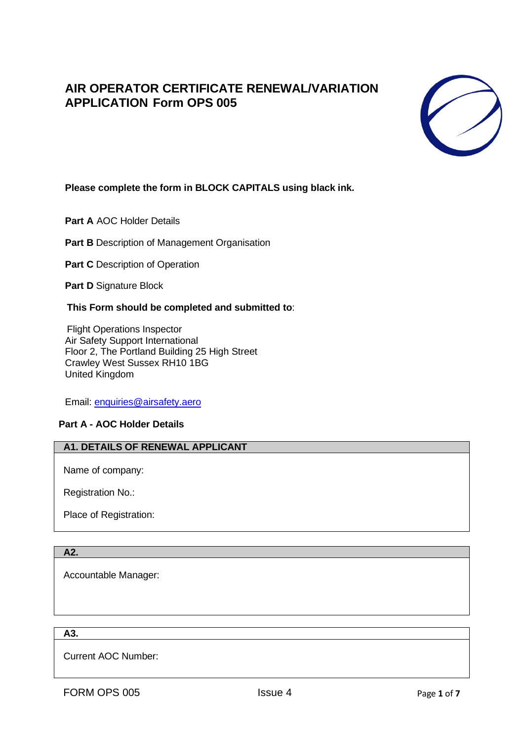# AIR OPERATOR CERTIFICATE RENEWAL/VARIATION APPLICATION Form OPS 005

**Please complete the form in BLOCK CAPITALS using black ink.**

**Part A** AOC Holder Details

**Part B** Description of Management Organisation

**Part C** Description of Operation

**Part D** Signature Block

**This Form should be completed and submitted to**:

Flight Operations Inspector
Air Safety Support International
Floor 2, The Portland Building 25 High Street
Crawley West Sussex RH10 1BG
United Kingdom

Email: enquiries@airsafety.aero

## Part A - AOC Holder Details

| A1. DETAILS OF RENEWAL APPLICANT |
| --- |
| Name of company: |
| Registration No.: |
| Place of Registration: |

| A2. |
| --- |
| Accountable Manager: |

| A3. |
| --- |
| Current AOC Number: |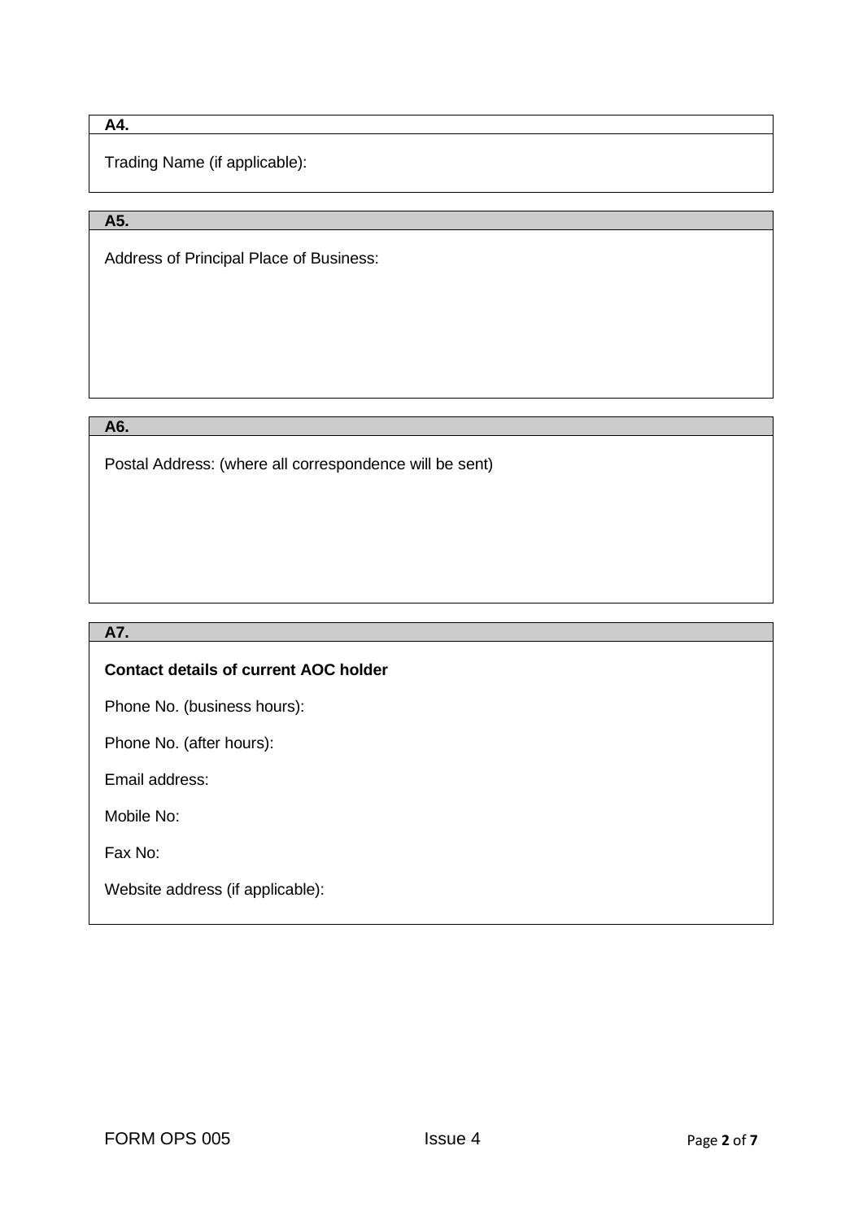**A4.**

Trading Name (if applicable):

**A5.**

Address of Principal Place of Business:

**A6.**

Postal Address: (where all correspondence will be sent)

**A7.**

**Contact details of current AOC holder**

Phone No. (business hours):

Phone No. (after hours):

Email address:

Mobile No:

Fax No:

Website address (if applicable):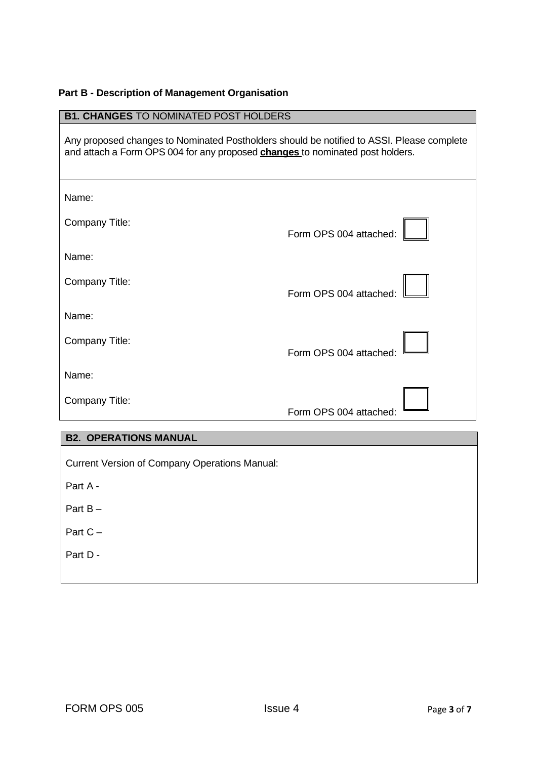**Part B - Description of Management Organisation**

| **B1. CHANGES** TO NOMINATED POST HOLDERS |
|---|
| Any proposed changes to Nominated Postholders should be notified to ASSI. Please complete and attach a Form OPS 004 for any proposed **changes** to nominated post holders. |

Name:

Company Title: Form OPS 004 attached: ☐

Name:

Company Title: Form OPS 004 attached: ☐

Name:

Company Title: Form OPS 004 attached: ☐

Name:

Company Title: Form OPS 004 attached: ☐

| **B2. OPERATIONS MANUAL** |
|---|
| Current Version of Company Operations Manual: |
| Part A - |
| Part B – |
| Part C – |
| Part D - |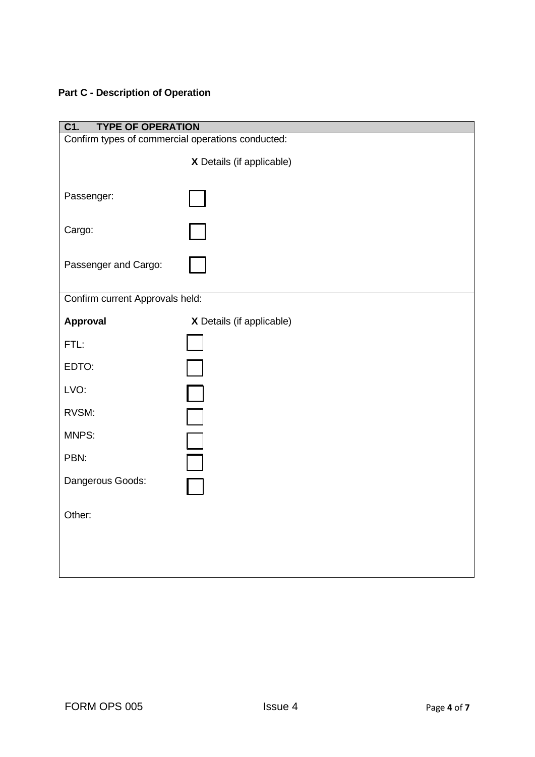## Part C - Description of Operation

| **C1. TYPE OF OPERATION** | |
|---|---|
| Confirm types of commercial operations conducted: | |
| | **X** Details (if applicable) |
| Passenger: | ☐ |
| Cargo: | ☐ |
| Passenger and Cargo: | ☐ |
| Confirm current Approvals held: | |
| **Approval** | **X** Details (if applicable) |
| FTL: | ☐ |
| EDTO: | ☐ |
| LVO: | ☐ |
| RVSM: | ☐ |
| MNPS: | ☐ |
| PBN: | ☐ |
| Dangerous Goods: | ☐ |
| Other: | |

FORM OPS 005 Issue 4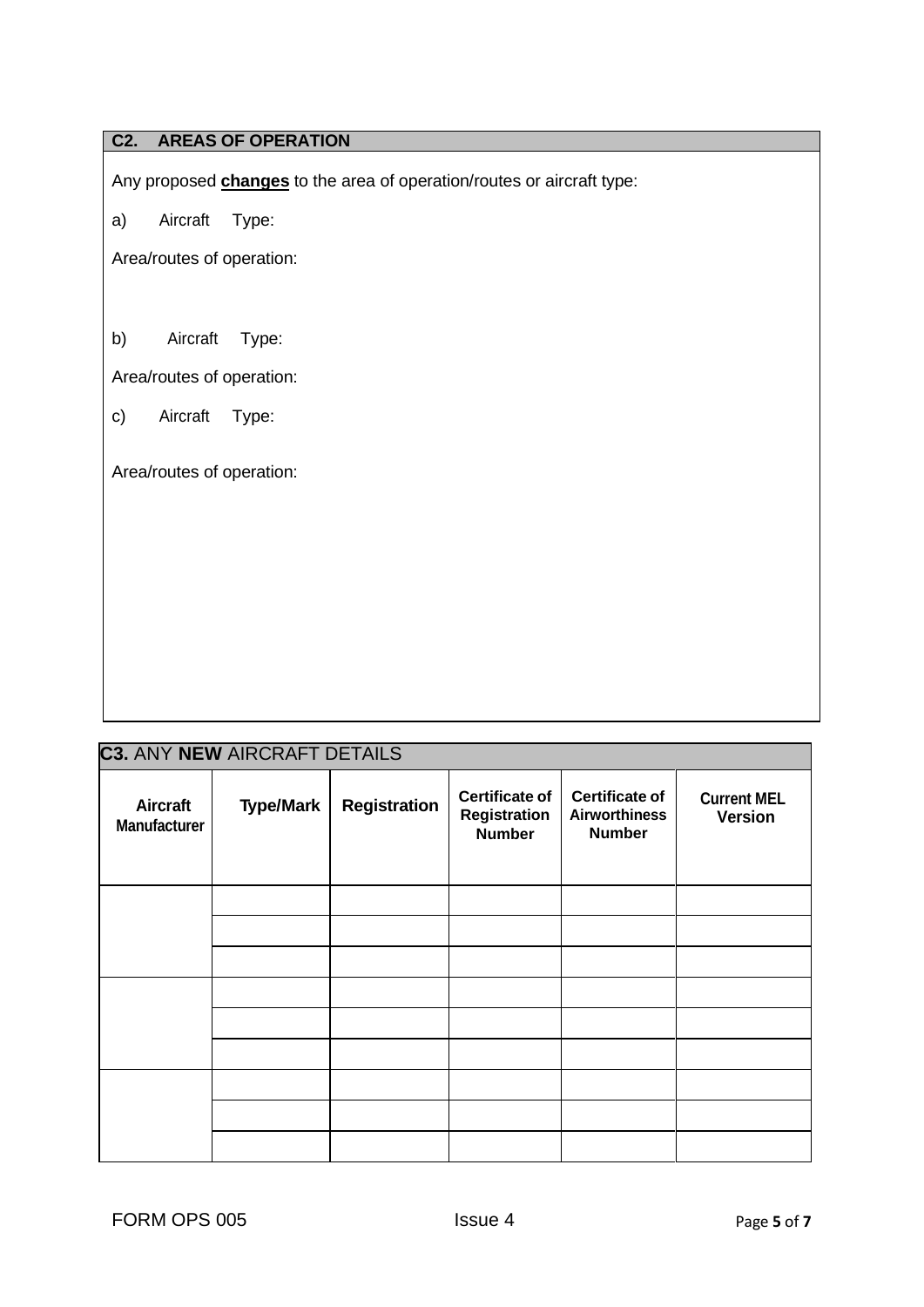## C2. AREAS OF OPERATION

Any proposed **changes** to the area of operation/routes or aircraft type:

a) Aircraft Type:

Area/routes of operation:

b) Aircraft Type:

Area/routes of operation:

c) Aircraft Type:

Area/routes of operation:

## C3. ANY NEW AIRCRAFT DETAILS

| Aircraft Manufacturer | Type/Mark | Registration | Certificate of Registration Number | Certificate of Airworthiness Number | Current MEL Version |
|---|---|---|---|---|---|
| | | | | | |
| | | | | | |
| | | | | | |
| | | | | | |
| | | | | | |
| | | | | | |
| | | | | | |
| | | | | | |
| | | | | | |

FORM OPS 005 Issue 4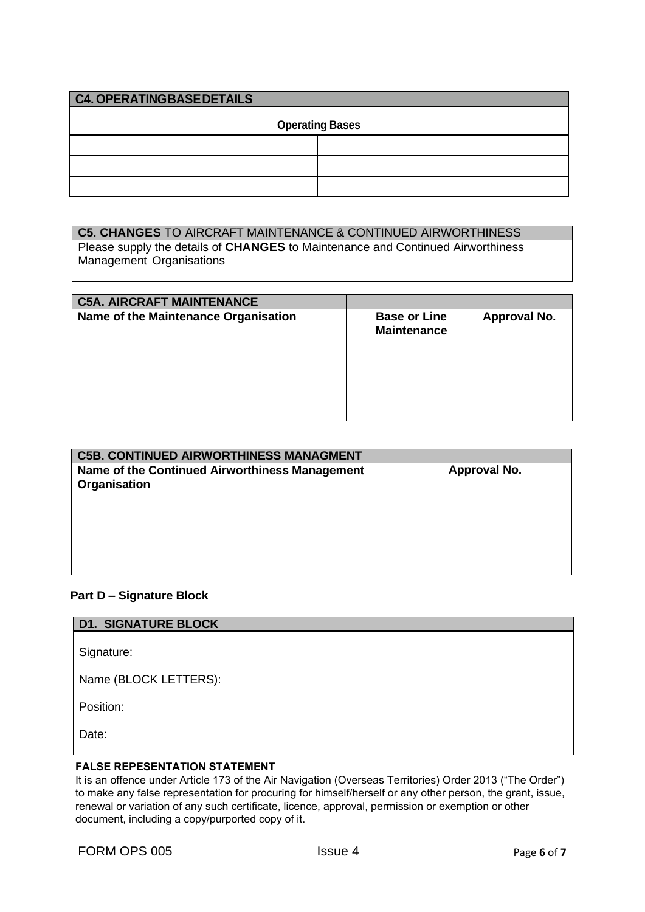| C4. OPERATING BASE DETAILS | |
| --- | --- |
| **Operating Bases** | |
| | |
| | |
| | |

| **C5. CHANGES** TO AIRCRAFT MAINTENANCE & CONTINUED AIRWORTHINESS |
| --- |
| Please supply the details of **CHANGES** to Maintenance and Continued Airworthiness Management Organisations |

| C5A. AIRCRAFT MAINTENANCE | | |
| --- | --- | --- |
| **Name of the Maintenance Organisation** | **Base or Line Maintenance** | **Approval No.** |
| | | |
| | | |
| | | |

| C5B. CONTINUED AIRWORTHINESS MANAGMENT | |
| --- | --- |
| **Name of the Continued Airworthiness Management Organisation** | **Approval No.** |
| | |
| | |
| | |

## Part D – Signature Block

| D1. SIGNATURE BLOCK |
| --- |
| Signature: |
| Name (BLOCK LETTERS): |
| Position: |
| Date: |

**FALSE REPESENTATION STATEMENT**

It is an offence under Article 173 of the Air Navigation (Overseas Territories) Order 2013 ("The Order") to make any false representation for procuring for himself/herself or any other person, the grant, issue, renewal or variation of any such certificate, licence, approval, permission or exemption or other document, including a copy/purported copy of it.

FORM OPS 005 Issue 4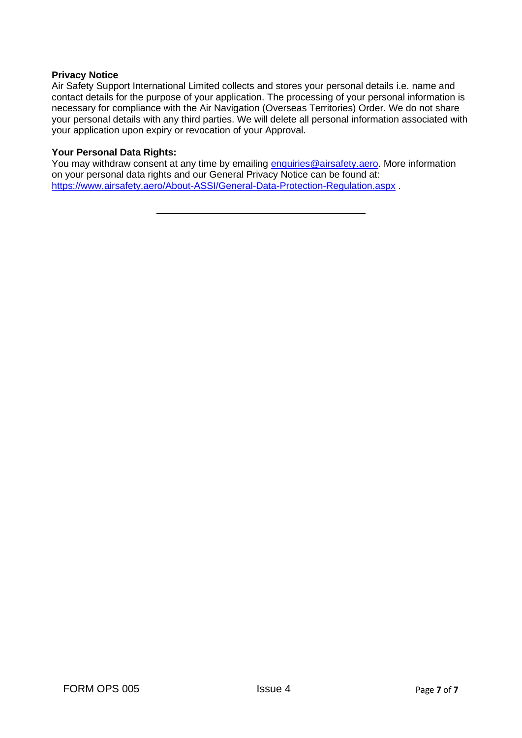**Privacy Notice**

Air Safety Support International Limited collects and stores your personal details i.e. name and contact details for the purpose of your application. The processing of your personal information is necessary for compliance with the Air Navigation (Overseas Territories) Order. We do not share your personal details with any third parties. We will delete all personal information associated with your application upon expiry or revocation of your Approval.

**Your Personal Data Rights:**

You may withdraw consent at any time by emailing enquiries@airsafety.aero. More information on your personal data rights and our General Privacy Notice can be found at: https://www.airsafety.aero/About-ASSI/General-Data-Protection-Regulation.aspx .

---